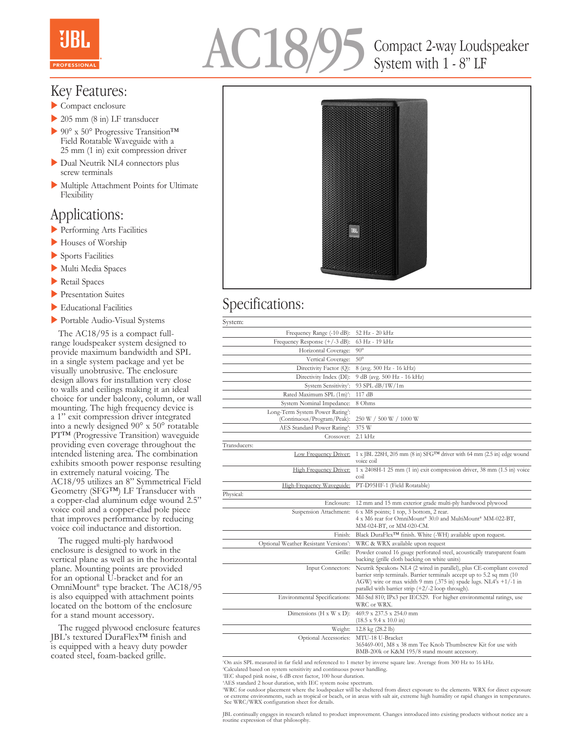JBL PROFESSIONAL

# AC18/95

Compact 2-way Loudspeaker System with 1 - 8" LF

## Key Features:

- Compact enclosure
- 205 mm (8 in) LF transducer
- 90° x 50° Progressive Transition™ Field Rotatable Waveguide with a 25 mm (1 in) exit compression driver
- Dual Neutrik NL4 connectors plus screw terminals
- Multiple Attachment Points for Ultimate Flexibility

## Applications:

- Performing Arts Facilities
- Houses of Worship
- Sports Facilities
- Multi Media Spaces
- Retail Spaces
- Presentation Suites
- Educational Facilities
- Portable Audio-Visual Systems

The AC18/95 is a compact full-range loudspeaker system designed to provide maximum bandwidth and SPL in a single system package and yet be visually unobtrusive. The enclosure design allows for installation very close to walls and ceilings making it an ideal choice for under balcony, column, or wall mounting. The high frequency device is a 1" exit compression driver integrated into a newly designed 90° x 50° rotatable PT™ (Progressive Transition) waveguide providing even coverage throughout the intended listening area. The combination exhibits smooth power response resulting in extremely natural voicing. The AC18/95 utilizes an 8" Symmetrical Field Geometry (SFG™) LF Transducer with a copper-clad aluminum edge wound 2.5" voice coil and a copper-clad pole piece that improves performance by reducing voice coil inductance and distortion.

The rugged multi-ply hardwood enclosure is designed to work in the vertical plane as well as in the horizontal plane. Mounting points are provided for an optional U-bracket and for an OmniMount® type bracket. The AC18/95 is also equipped with attachment points located on the bottom of the enclosure for a stand mount accessory.

The rugged plywood enclosure features JBL's textured DuraFlex™ finish and is equipped with a heavy duty powder coated steel, foam-backed grille.

## Specifications:

| | |
|---|---|
| **System:** | |
| Frequency Range (-10 dB): | 52 Hz - 20 kHz |
| Frequency Response (+/-3 dB): | 63 Hz - 19 kHz |
| Horizontal Coverage: | 90° |
| Vertical Coverage: | 50° |
| Directivity Factor (Q): | 8 (avg. 500 Hz - 16 kHz) |
| Directivity Index (DI): | 9 dB (avg. 500 Hz - 16 kHz) |
| System Sensitivity[1]: | 93 SPL dB/1W/1m |
| Rated Maximum SPL (1m)[2]: | 117 dB |
| System Nominal Impedance: | 8 Ohms |
| Long-Term System Power Rating[3]: (Continuous/Program/Peak): | 250 W / 500 W / 1000 W |
| AES Standard Power Rating[4]: | 375 W |
| Crossover: | 2.1 kHz |
| **Transducers:** | |
| Low Frequency Driver: | 1 x JBL 228H, 205 mm (8 in) SFG™ driver with 64 mm (2.5 in) edge wound voice coil |
| High Frequency Driver: | 1 x 2408H-1 25 mm (1 in) exit compression driver, 38 mm (1.5 in) voice coil |
| High-Frequency Waveguide: | PT-D95HF-1 (Field Rotatable) |
| **Physical:** | |
| Enclosure: | 12 mm and 15 mm exterior grade multi-ply hardwood plywood |
| Suspension Attachment: | 6 x M8 points; 1 top, 3 bottom, 2 rear. 4 x M6 rear for OmniMount® 30.0 and MultiMount® MM-022-BT, MM-024-BT, or MM-020-CM. |
| Finish: | Black DuraFlex™ finish. White (-WH) available upon request. |
| Optional Weather Resistant Versions[5]: | WRC & WRX available upon request |
| Grille: | Powder coated 16 gauge perforated steel, acoustically transparent foam backing (grille cloth backing on white units) |
| Input Connectors: | Neutrik Speakon® NL4 (2 wired in parallel), plus CE-compliant covered barrier strip terminals. Barrier terminals accept up to 5.2 sq mm (10 AGW) wire or max width 9 mm (.375 in) spade lugs. NL4's +1/-1 in parallel with barrier strip (+2/-2 loop through). |
| Environmental Specifications: | Mil-Std 810; IPx3 per IEC529. For higher environmental ratings, use WRC or WRX. |
| Dimensions (H x W x D): | 469.9 x 237.5 x 254.0 mm (18.5 x 9.4 x 10.0 in) |
| Weight: | 12.8 kg (28.2 lb) |
| Optional Accessories: | MTU-18 U-Bracket; 365469-001, M8 x 38 mm Tee Knob Thumbscrew Kit for use with BMB-200k or K&M 195/8 stand mount accessory. |

[1] On axis SPL measured in far field and referenced to 1 meter by inverse square law. Average from 300 Hz to 16 kHz.
[2] Calculated based on system sensitivity and continuous power handling.
[3] IEC shaped pink noise, 6 dB crest factor, 100 hour duration.
[4] AES standard 2 hour duration, with IEC system noise spectrum.
[5] WRC for outdoor placement where the loudspeaker will be sheltered from direct exposure to the elements. WRX for direct exposure or extreme environments, such as tropical or beach, or in areas with salt air, extreme high humidity or rapid changes in temperatures. See WRC/WRX configuration sheet for details.

JBL continually engages in research related to product improvement. Changes introduced into existing products without notice are a routine expression of that philosophy.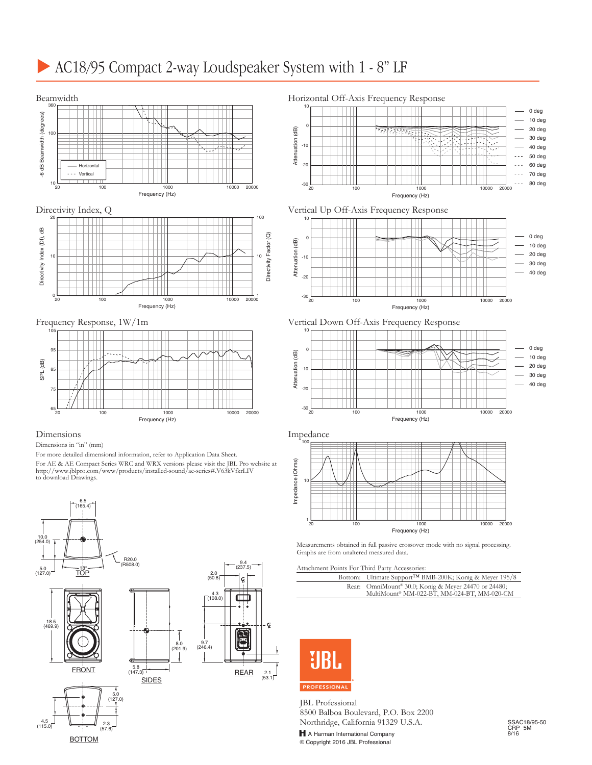# AC18/95 Compact 2-way Loudspeaker System with 1 - 8" LF

## Beamwidth

-6 dB Beamwidth (degrees)
360
100
10
20 100 1000 10000 20000
Frequency (Hz)
Horizontal
Vertical

## Horizontal Off-Axis Frequency Response

Attenuation (dB)
10
0
-10
-20
-30
20 100 1000 10000 20000
Frequency (Hz)
0 deg
10 deg
20 deg
30 deg
40 deg
50 deg
60 deg
70 deg
80 deg

## Directivity Index, Q

Directivity Index (DI), dB
20
10
0
Directivity Factor (Q)
100
10
1
20 100 1000 10000 20000
Frequency (Hz)

## Vertical Up Off-Axis Frequency Response

Attenuation (dB)
10
0
-10
-20
-30
20 100 1000 10000 20000
Frequency (Hz)
0 deg
10 deg
20 deg
30 deg
40 deg

## Frequency Response, 1W/1m

SPL (dB)
105
95
85
75
65
20 100 1000 10000 20000
Frequency (Hz)

## Vertical Down Off-Axis Frequency Response

Attenuation (dB)
10
0
-10
-20
-30
20 100 1000 10000 20000
Frequency (Hz)
0 deg
10 deg
20 deg
30 deg
40 deg

## Dimensions

Dimensions in "in" (mm)

For more detailed dimensional information, refer to Application Data Sheet.

For AE & AE Compact Series WRC and WRX versions please visit the JBL Pro website at http://www.jblpro.com/www/products/installed-sound/ae-series#.V63kVfkrLIV to download Drawings.

6.5 (165.4)
10.0 (254.0)
5.0 (127.0)
18°
TOP
R20.0 (R508.0)
18.5 (469.9)
FRONT
5.8 (147.3)
8.0 (201.9)
SIDES
9.4 (237.5)
2.0 (50.8)
4.3 (108.0)
9.7 (246.4)
2.1 (53.1)
REAR
5.0 (127.0)
4.5 (115.0)
2.3 (57.6)
BOTTOM

## Impedance

Impedance (Ohms)
100
10
1
20 100 1000 10000 20000
Frequency (Hz)

Measurements obtained in full passive crossover mode with no signal processing.
Graphs are from unaltered measured data.

Attachment Points For Third Party Accessories:

| | |
|---|---|
| Bottom: | Ultimate Support™ BMB-200K; Konig & Meyer 195/8 |
| Rear: | OmniMount® 30.0; Konig & Meyer 24470 or 24480; MultiMount® MM-022-BT, MM-024-BT, MM-020-CM |

JBL PROFESSIONAL

JBL Professional
8500 Balboa Boulevard, P.O. Box 2200
Northridge, California 91329 U.S.A.

A Harman International Company
© Copyright 2016 JBL Professional

SSAC18/95-50
CRP 5M
8/16